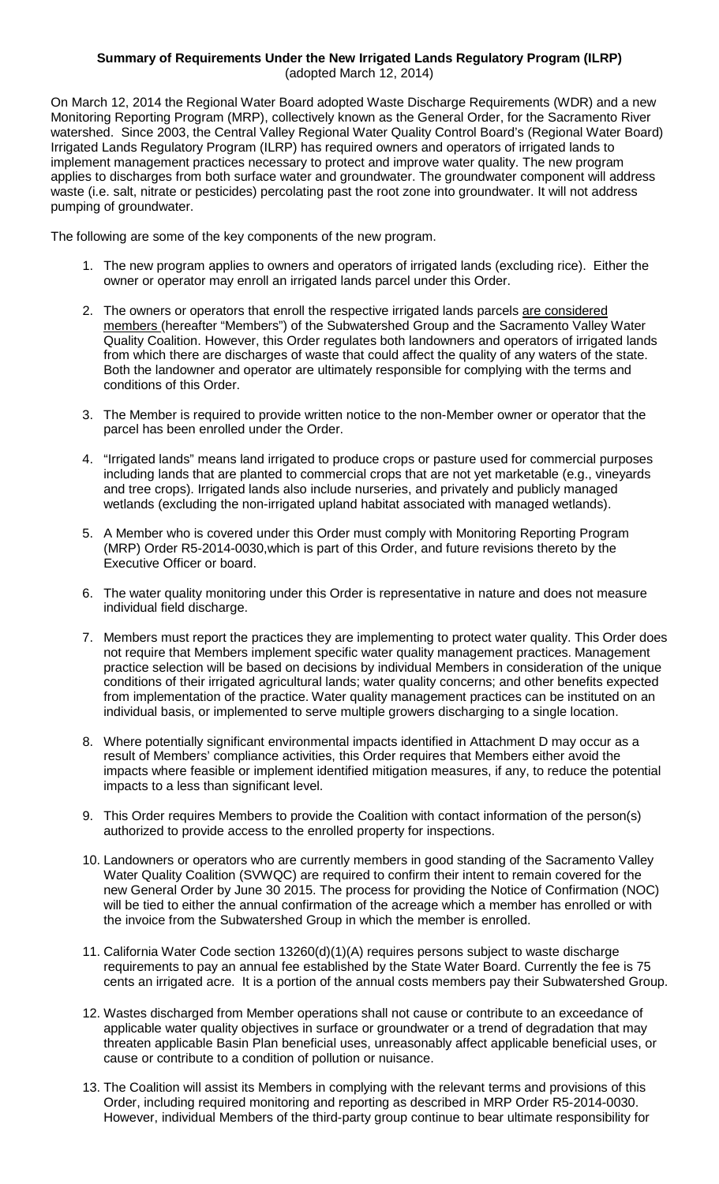**Summary of Requirements Under the New Irrigated Lands Regulatory Program (ILRP)**
(adopted March 12, 2014)

On March 12, 2014 the Regional Water Board adopted Waste Discharge Requirements (WDR) and a new Monitoring Reporting Program (MRP), collectively known as the General Order, for the Sacramento River watershed. Since 2003, the Central Valley Regional Water Quality Control Board's (Regional Water Board) Irrigated Lands Regulatory Program (ILRP) has required owners and operators of irrigated lands to implement management practices necessary to protect and improve water quality. The new program applies to discharges from both surface water and groundwater. The groundwater component will address waste (i.e. salt, nitrate or pesticides) percolating past the root zone into groundwater. It will not address pumping of groundwater.

The following are some of the key components of the new program.

1. The new program applies to owners and operators of irrigated lands (excluding rice). Either the owner or operator may enroll an irrigated lands parcel under this Order.
2. The owners or operators that enroll the respective irrigated lands parcels <u>are considered members</u> (hereafter "Members") of the Subwatershed Group and the Sacramento Valley Water Quality Coalition. However, this Order regulates both landowners and operators of irrigated lands from which there are discharges of waste that could affect the quality of any waters of the state. Both the landowner and operator are ultimately responsible for complying with the terms and conditions of this Order.
3. The Member is required to provide written notice to the non-Member owner or operator that the parcel has been enrolled under the Order.
4. "Irrigated lands" means land irrigated to produce crops or pasture used for commercial purposes including lands that are planted to commercial crops that are not yet marketable (e.g., vineyards and tree crops). Irrigated lands also include nurseries, and privately and publicly managed wetlands (excluding the non-irrigated upland habitat associated with managed wetlands).
5. A Member who is covered under this Order must comply with Monitoring Reporting Program (MRP) Order R5-2014-0030,which is part of this Order, and future revisions thereto by the Executive Officer or board.
6. The water quality monitoring under this Order is representative in nature and does not measure individual field discharge.
7. Members must report the practices they are implementing to protect water quality. This Order does not require that Members implement specific water quality management practices. Management practice selection will be based on decisions by individual Members in consideration of the unique conditions of their irrigated agricultural lands; water quality concerns; and other benefits expected from implementation of the practice. Water quality management practices can be instituted on an individual basis, or implemented to serve multiple growers discharging to a single location.
8. Where potentially significant environmental impacts identified in Attachment D may occur as a result of Members' compliance activities, this Order requires that Members either avoid the impacts where feasible or implement identified mitigation measures, if any, to reduce the potential impacts to a less than significant level.
9. This Order requires Members to provide the Coalition with contact information of the person(s) authorized to provide access to the enrolled property for inspections.
10. Landowners or operators who are currently members in good standing of the Sacramento Valley Water Quality Coalition (SVWQC) are required to confirm their intent to remain covered for the new General Order by June 30 2015. The process for providing the Notice of Confirmation (NOC) will be tied to either the annual confirmation of the acreage which a member has enrolled or with the invoice from the Subwatershed Group in which the member is enrolled.
11. California Water Code section 13260(d)(1)(A) requires persons subject to waste discharge requirements to pay an annual fee established by the State Water Board. Currently the fee is 75 cents an irrigated acre. It is a portion of the annual costs members pay their Subwatershed Group.
12. Wastes discharged from Member operations shall not cause or contribute to an exceedance of applicable water quality objectives in surface or groundwater or a trend of degradation that may threaten applicable Basin Plan beneficial uses, unreasonably affect applicable beneficial uses, or cause or contribute to a condition of pollution or nuisance.
13. The Coalition will assist its Members in complying with the relevant terms and provisions of this Order, including required monitoring and reporting as described in MRP Order R5-2014-0030. However, individual Members of the third-party group continue to bear ultimate responsibility for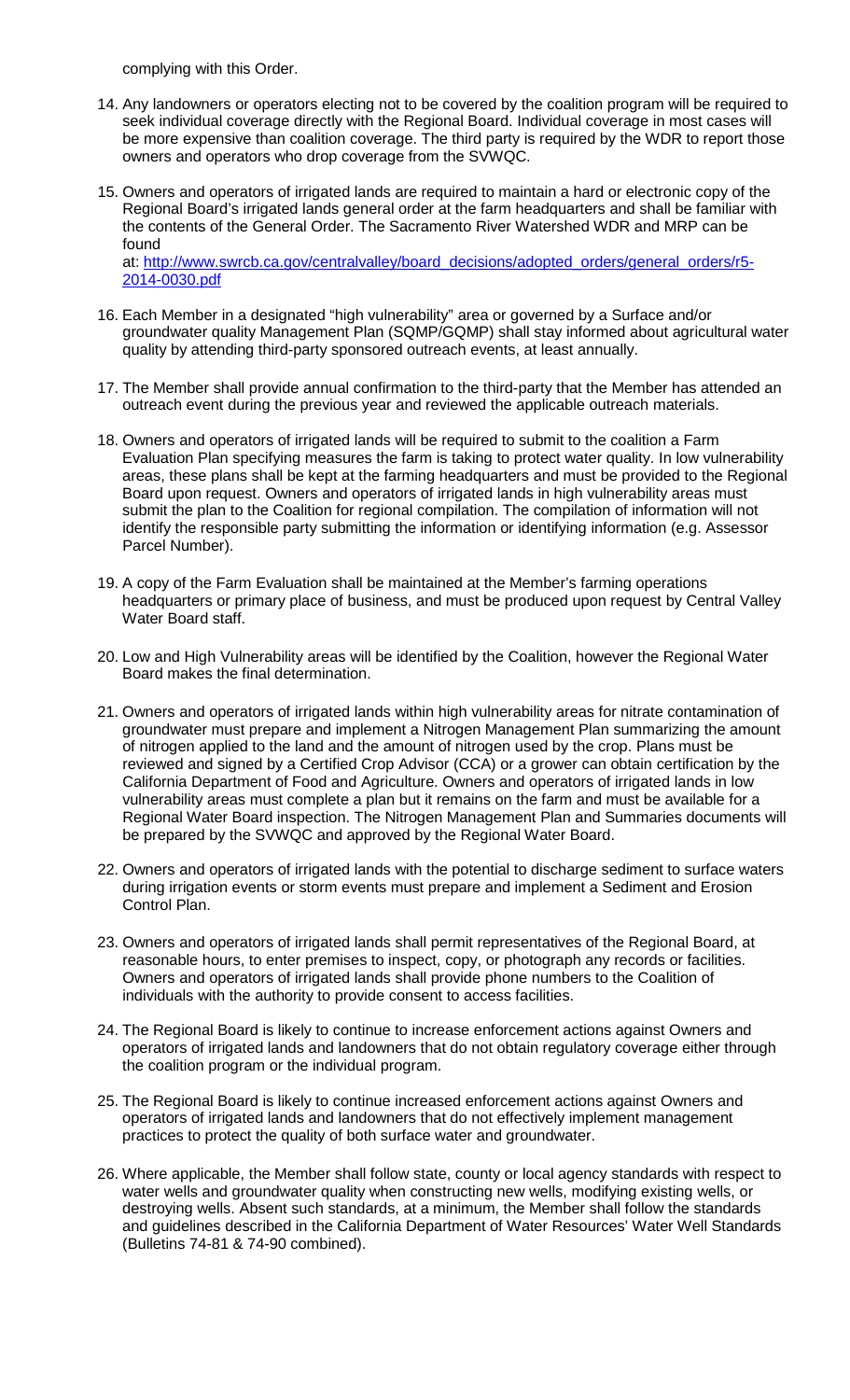complying with this Order.

14. Any landowners or operators electing not to be covered by the coalition program will be required to seek individual coverage directly with the Regional Board. Individual coverage in most cases will be more expensive than coalition coverage. The third party is required by the WDR to report those owners and operators who drop coverage from the SVWQC.

15. Owners and operators of irrigated lands are required to maintain a hard or electronic copy of the Regional Board's irrigated lands general order at the farm headquarters and shall be familiar with the contents of the General Order. The Sacramento River Watershed WDR and MRP can be found at: http://www.swrcb.ca.gov/centralvalley/board_decisions/adopted_orders/general_orders/r5-2014-0030.pdf

16. Each Member in a designated "high vulnerability" area or governed by a Surface and/or groundwater quality Management Plan (SQMP/GQMP) shall stay informed about agricultural water quality by attending third-party sponsored outreach events, at least annually.

17. The Member shall provide annual confirmation to the third-party that the Member has attended an outreach event during the previous year and reviewed the applicable outreach materials.

18. Owners and operators of irrigated lands will be required to submit to the coalition a Farm Evaluation Plan specifying measures the farm is taking to protect water quality. In low vulnerability areas, these plans shall be kept at the farming headquarters and must be provided to the Regional Board upon request. Owners and operators of irrigated lands in high vulnerability areas must submit the plan to the Coalition for regional compilation. The compilation of information will not identify the responsible party submitting the information or identifying information (e.g. Assessor Parcel Number).

19. A copy of the Farm Evaluation shall be maintained at the Member's farming operations headquarters or primary place of business, and must be produced upon request by Central Valley Water Board staff.

20. Low and High Vulnerability areas will be identified by the Coalition, however the Regional Water Board makes the final determination.

21. Owners and operators of irrigated lands within high vulnerability areas for nitrate contamination of groundwater must prepare and implement a Nitrogen Management Plan summarizing the amount of nitrogen applied to the land and the amount of nitrogen used by the crop. Plans must be reviewed and signed by a Certified Crop Advisor (CCA) or a grower can obtain certification by the California Department of Food and Agriculture. Owners and operators of irrigated lands in low vulnerability areas must complete a plan but it remains on the farm and must be available for a Regional Water Board inspection. The Nitrogen Management Plan and Summaries documents will be prepared by the SVWQC and approved by the Regional Water Board.

22. Owners and operators of irrigated lands with the potential to discharge sediment to surface waters during irrigation events or storm events must prepare and implement a Sediment and Erosion Control Plan.

23. Owners and operators of irrigated lands shall permit representatives of the Regional Board, at reasonable hours, to enter premises to inspect, copy, or photograph any records or facilities. Owners and operators of irrigated lands shall provide phone numbers to the Coalition of individuals with the authority to provide consent to access facilities.

24. The Regional Board is likely to continue to increase enforcement actions against Owners and operators of irrigated lands and landowners that do not obtain regulatory coverage either through the coalition program or the individual program.

25. The Regional Board is likely to continue increased enforcement actions against Owners and operators of irrigated lands and landowners that do not effectively implement management practices to protect the quality of both surface water and groundwater.

26. Where applicable, the Member shall follow state, county or local agency standards with respect to water wells and groundwater quality when constructing new wells, modifying existing wells, or destroying wells. Absent such standards, at a minimum, the Member shall follow the standards and guidelines described in the California Department of Water Resources' Water Well Standards (Bulletins 74-81 & 74-90 combined).